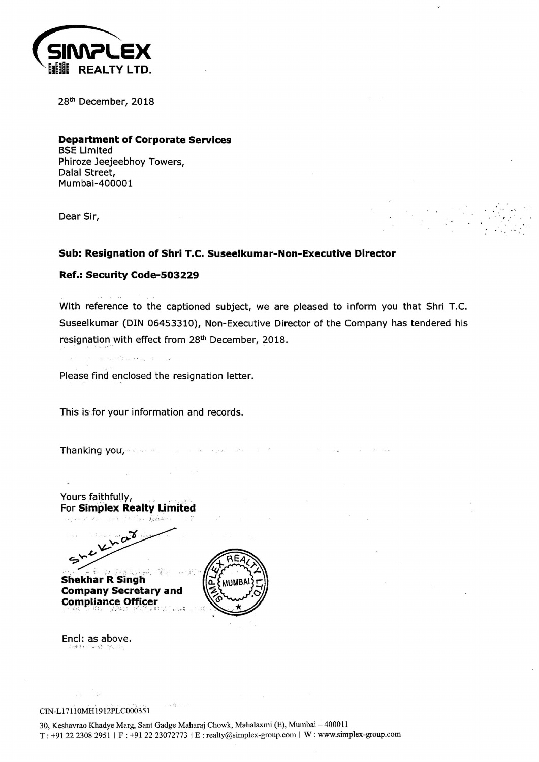**SIMPLEX REALTY LTD.**

28th December, 2018

**Department of Corporate Services**
BSE Limited
Phiroze Jeejeebhoy Towers,
Dalal Street,
Mumbai-400001

Dear Sir,

**Sub: Resignation of Shri T.C. Suseelkumar-Non-Executive Director**

**Ref.: Security Code-503229**

With reference to the captioned subject, we are pleased to inform you that Shri T.C. Suseelkumar (DIN 06453310), Non-Executive Director of the Company has tendered his resignation with effect from 28th December, 2018.

Please find enclosed the resignation letter.

This is for your information and records.

Thanking you,

Yours faithfully,
For **Simplex Realty Limited**

**Shekhar R Singh**
**Company Secretary and Compliance Officer**

Encl: as above.

CIN-L17110MH1912PLC000351

30, Keshavrao Khadye Marg, Sant Gadge Maharaj Chowk, Mahalaxmi (E), Mumbai – 400011
T : +91 22 2308 2951 | F : +91 22 23072773 | E : realty@simplex-group.com | W : www.simplex-group.com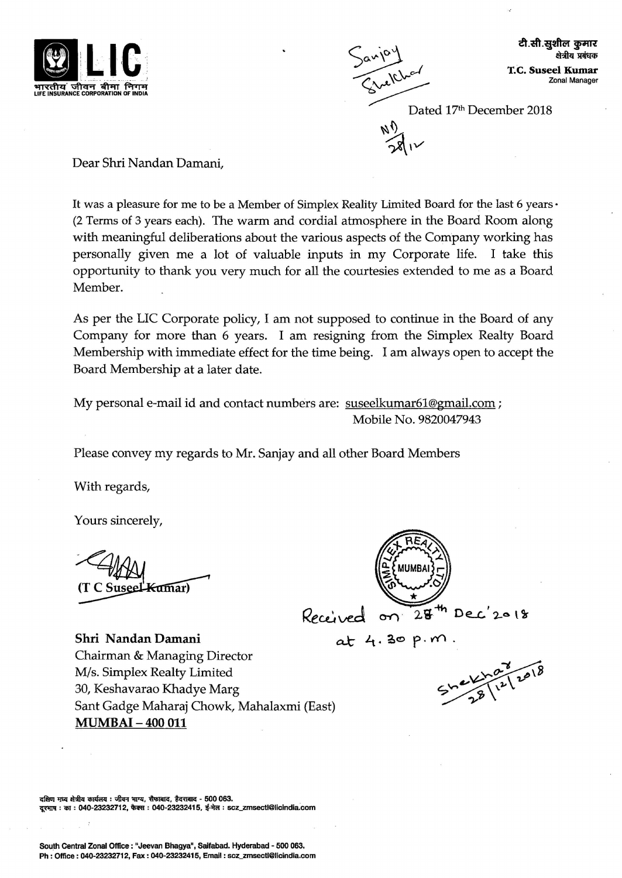**LIC**

भारतीय जीवन बीमा निगम
LIFE INSURANCE CORPORATION OF INDIA

Sanjay
Shekhar

टी.सी.सुशील कुमार
क्षेत्रीय प्रबंधक
**T.C. Suseel Kumar**
Zonal Manager

Dated 17th December 2018

ND
28/12

Dear Shri Nandan Damani,

It was a pleasure for me to be a Member of Simplex Reality Limited Board for the last 6 years (2 Terms of 3 years each). The warm and cordial atmosphere in the Board Room along with meaningful deliberations about the various aspects of the Company working has personally given me a lot of valuable inputs in my Corporate life. I take this opportunity to thank you very much for all the courtesies extended to me as a Board Member.

As per the LIC Corporate policy, I am not supposed to continue in the Board of any Company for more than 6 years. I am resigning from the Simplex Realty Board Membership with immediate effect for the time being. I am always open to accept the Board Membership at a later date.

My personal e-mail id and contact numbers are: suseelkumar61@gmail.com ;
Mobile No. 9820047943

Please convey my regards to Mr. Sanjay and all other Board Members

With regards,

Yours sincerely,

(T C Suseel Kumar)

SIMPLEX REALTY LTD. MUMBAI

Received on 28th Dec'2018
at 4.30 p.m.

Shekhar
28/12/2018

**Shri Nandan Damani**
Chairman & Managing Director
M/s. Simplex Realty Limited
30, Keshavarao Khadye Marg
Sant Gadge Maharaj Chowk, Mahalaxmi (East)
**MUMBAI – 400 011**

दक्षिण मध्य क्षेत्रीय कार्यालय : जीवन भाग्य, सैफाबाद, हैदराबाद - 500 063.
दूरभाष : का : 040-23232712, फैक्स : 040-23232415, ई-मेल : scz_zmsectl@licindia.com

South Central Zonal Office : "Jeevan Bhagya", Saifabad, Hyderabad - 500 063.
Ph : Office : 040-23232712, Fax : 040-23232415, Email : scz_zmsectl@licindia.com